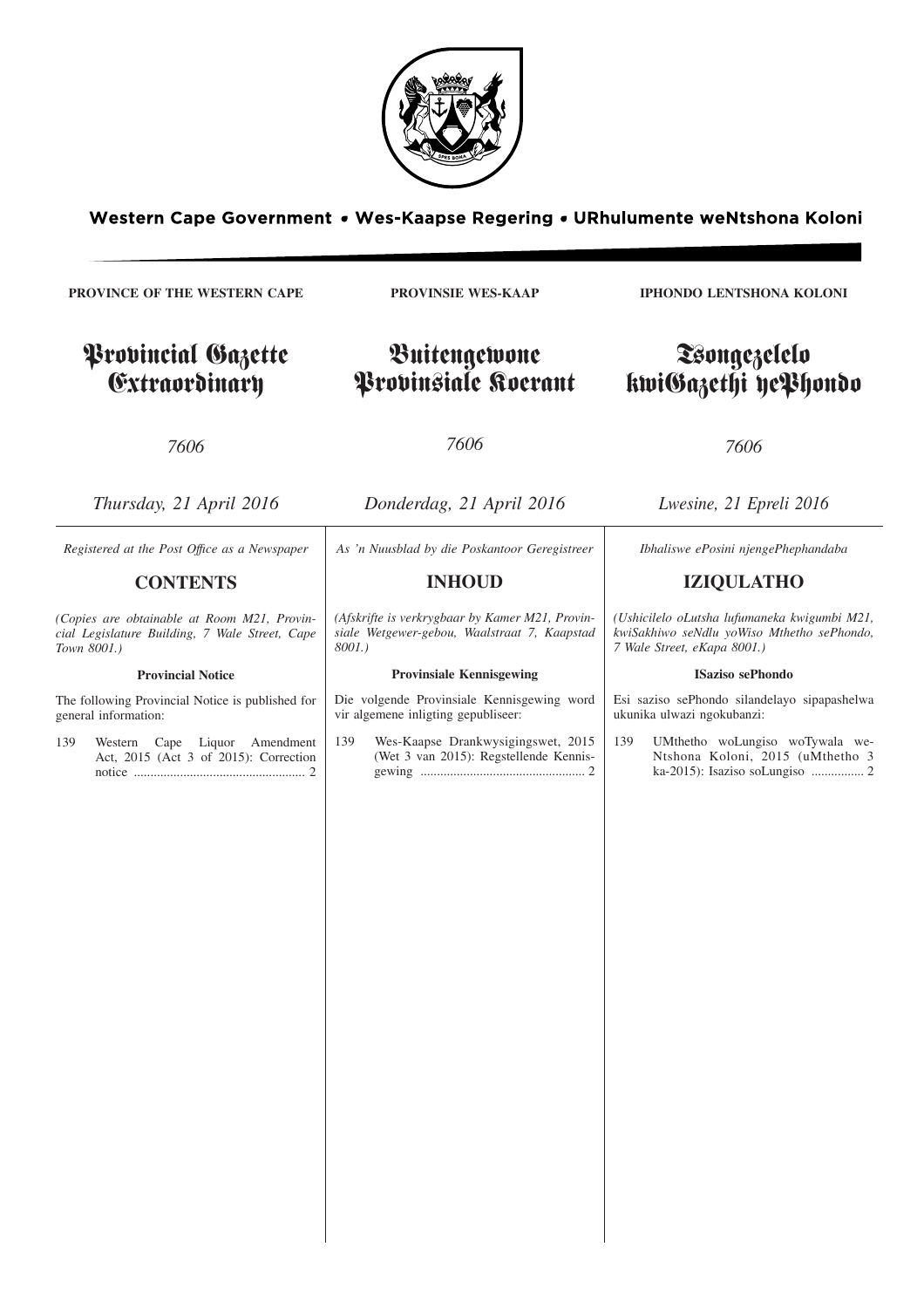Western Cape Government • Wes-Kaapse Regering • URhulumente weNtshona Koloni

**PROVINCE OF THE WESTERN CAPE**

# Provincial Gazette Extraordinary

*7606*

*Thursday, 21 April 2016*

*Registered at the Post Office as a Newspaper*

## CONTENTS

*(Copies are obtainable at Room M21, Provincial Legislature Building, 7 Wale Street, Cape Town 8001.)*

**Provincial Notice**

The following Provincial Notice is published for general information:

139 Western Cape Liquor Amendment Act, 2015 (Act 3 of 2015): Correction notice .................................................... 2

**PROVINSIE WES-KAAP**

# Buitengewone Provinsiale Koerant

*7606*

*Donderdag, 21 April 2016*

*As 'n Nuusblad by die Poskantoor Geregistreer*

## INHOUD

*(Afskrifte is verkrygbaar by Kamer M21, Provinsiale Wetgewer-gebou, Waalstraat 7, Kaapstad 8001.)*

**Provinsiale Kennisgewing**

Die volgende Provinsiale Kennisgewing word vir algemene inligting gepubliseer:

139 Wes-Kaapse Drankwysigingswet, 2015 (Wet 3 van 2015): Regstellende Kennisgewing .................................................. 2

**IPHONDO LENTSHONA KOLONI**

# Tsongezelelo kwiGazethi yePhondo

*7606*

*Lwesine, 21 Epreli 2016*

*Ibhaliswe ePosini njengePhephandaba*

## IZIQULATHO

*(Ushicilelo oLutsha lufumaneka kwigumbi M21, kwiSakhiwo seNdlu yoWiso Mthetho sePhondo, 7 Wale Street, eKapa 8001.)*

**ISaziso sePhondo**

Esi saziso sePhondo silandelayo sipapashelwa ukunika ulwazi ngokubanzi:

139 UMthetho woLungiso woTywala weNtshona Koloni, 2015 (uMthetho 3 ka-2015): Isaziso soLungiso ................ 2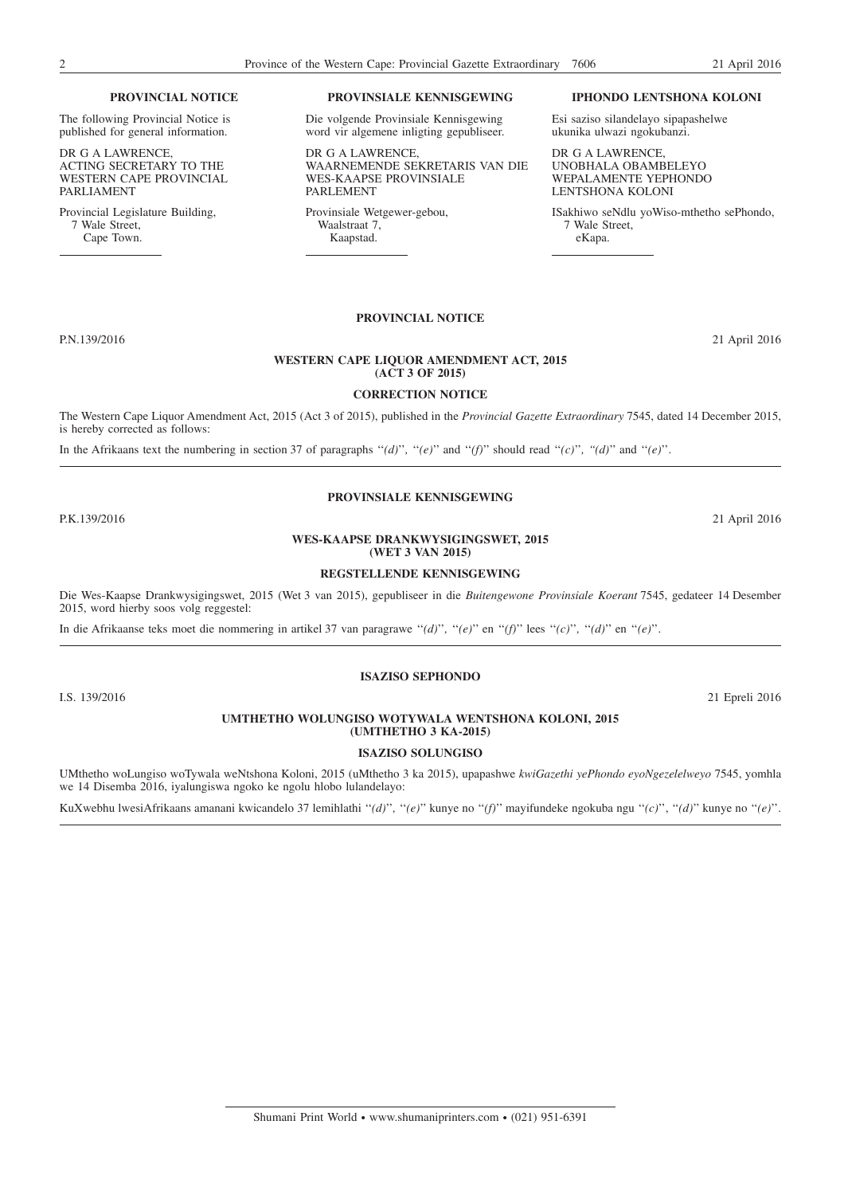**PROVINCIAL NOTICE**

The following Provincial Notice is published for general information.

DR G A LAWRENCE,
ACTING SECRETARY TO THE WESTERN CAPE PROVINCIAL PARLIAMENT

Provincial Legislature Building,
7 Wale Street,
Cape Town.

**PROVINSIALE KENNISGEWING**

Die volgende Provinsiale Kennisgewing word vir algemene inligting gepubliseer.

DR G A LAWRENCE,
WAARNEMENDE SEKRETARIS VAN DIE WES-KAAPSE PROVINSIALE PARLEMENT

Provinsiale Wetgewer-gebou,
Waalstraat 7,
Kaapstad.

**IPHONDO LENTSHONA KOLONI**

Esi saziso silandelayo sipapashelwe ukunika ulwazi ngokubanzi.

DR G A LAWRENCE,
UNOBHALA OBAMBELEYO WEPALAMENTE YEPHONDO LENTSHONA KOLONI

ISakhiwo seNdlu yoWiso-mthetho sePhondo,
7 Wale Street,
eKapa.

---

**PROVINCIAL NOTICE**

P.N.139/2016 21 April 2016

**WESTERN CAPE LIQUOR AMENDMENT ACT, 2015**
**(ACT 3 OF 2015)**

**CORRECTION NOTICE**

The Western Cape Liquor Amendment Act, 2015 (Act 3 of 2015), published in the *Provincial Gazette Extraordinary* 7545, dated 14 December 2015, is hereby corrected as follows:

In the Afrikaans text the numbering in section 37 of paragraphs "*(d)*", "*(e)*" and "*(f)*" should read "*(c)*", "*(d)*" and "*(e)*".

---

**PROVINSIALE KENNISGEWING**

P.K.139/2016 21 April 2016

**WES-KAAPSE DRANKWYSIGINGSWET, 2015**
**(WET 3 VAN 2015)**

**REGSTELLENDE KENNISGEWING**

Die Wes-Kaapse Drankwysigingswet, 2015 (Wet 3 van 2015), gepubliseer in die *Buitengewone Provinsiale Koerant* 7545, gedateer 14 Desember 2015, word hierby soos volg reggestel:

In die Afrikaanse teks moet die nommering in artikel 37 van paragrawe "*(d)*", "*(e)*" en "*(f)*" lees "*(c)*", "*(d)*" en "*(e)*".

---

**ISAZISO SEPHONDO**

I.S. 139/2016 21 Epreli 2016

**UMTHETHO WOLUNGISO WOTYWALA WENTSHONA KOLONI, 2015**
**(UMTHETHO 3 KA-2015)**

**ISAZISO SOLUNGISO**

UMthetho woLungiso woTywala weNtshona Koloni, 2015 (uMthetho 3 ka 2015), upapashwe *kwiGazethi yePhondo eyoNgezelelweyo* 7545, yomhla we 14 Disemba 2016, iyalungiswa ngoko ke ngolu hlobo lulandelayo:

KuXwebhu lwesiAfrikaans amanani kwicandelo 37 lemihlathi "*(d)*", "*(e)*" kunye no "*(f)*" mayifundeke ngokuba ngu "*(c)*", "*(d)*" kunye no "*(e)*".